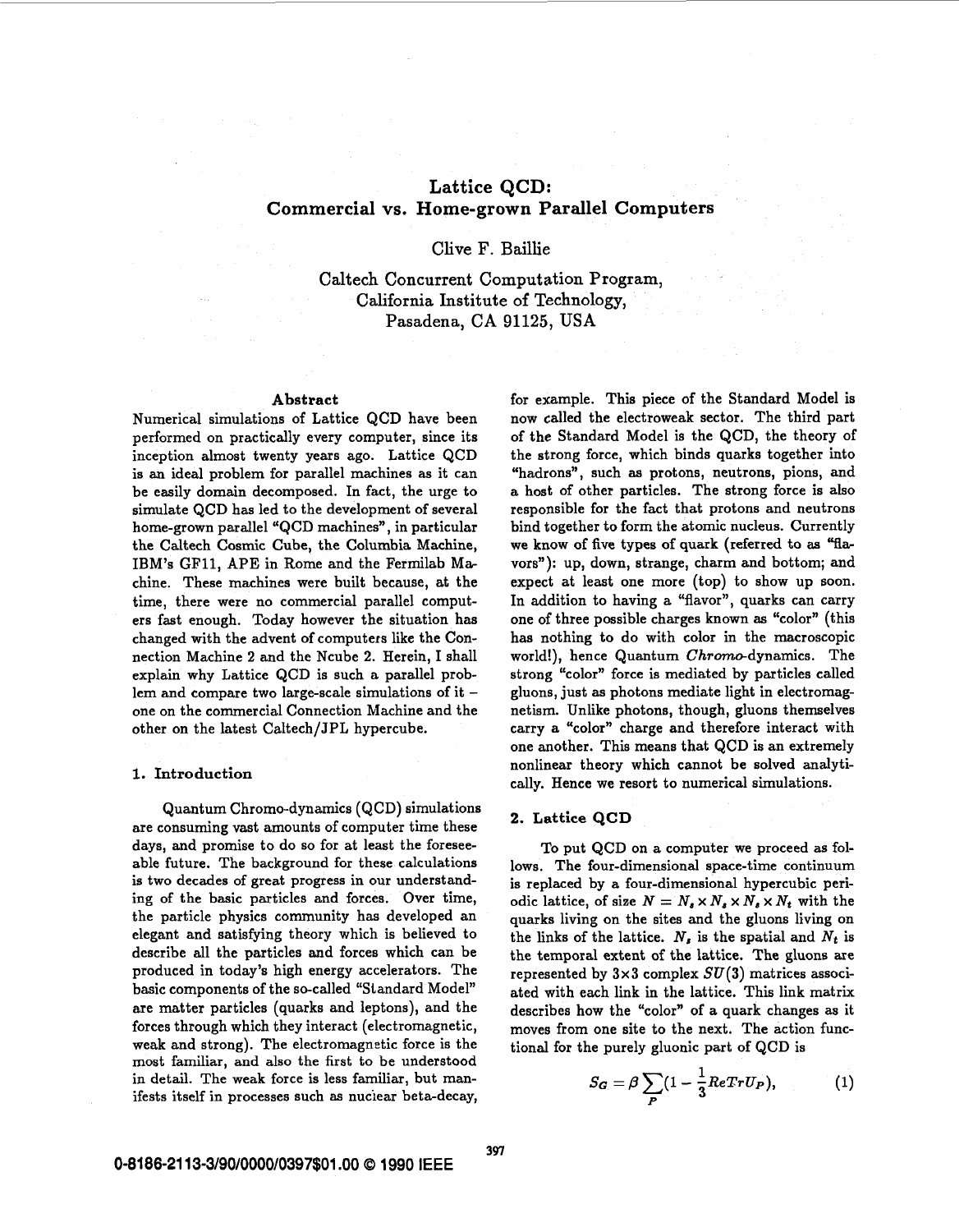# Lattice QCD:
# Commercial vs. Home-grown Parallel Computers

Clive F. Baillie

Caltech Concurrent Computation Program,
California Institute of Technology,
Pasadena, CA 91125, USA

### Abstract

Numerical simulations of Lattice QCD have been performed on practically every computer, since its inception almost twenty years ago. Lattice QCD is an ideal problem for parallel machines as it can be easily domain decomposed. In fact, the urge to simulate QCD has led to the development of several home-grown parallel "QCD machines", in particular the Caltech Cosmic Cube, the Columbia Machine, IBM's GF11, APE in Rome and the Fermilab Machine. These machines were built because, at the time, there were no commercial parallel computers fast enough. Today however the situation has changed with the advent of computers like the Connection Machine 2 and the Ncube 2. Herein, I shall explain why Lattice QCD is such a parallel problem and compare two large-scale simulations of it – one on the commercial Connection Machine and the other on the latest Caltech/JPL hypercube.

## 1. Introduction

Quantum Chromo-dynamics (QCD) simulations are consuming vast amounts of computer time these days, and promise to do so for at least the foreseeable future. The background for these calculations is two decades of great progress in our understanding of the basic particles and forces. Over time, the particle physics community has developed an elegant and satisfying theory which is believed to describe all the particles and forces which can be produced in today's high energy accelerators. The basic components of the so-called "Standard Model" are matter particles (quarks and leptons), and the forces through which they interact (electromagnetic, weak and strong). The electromagnetic force is the most familiar, and also the first to be understood in detail. The weak force is less familiar, but manifests itself in processes such as nuclear beta-decay, for example. This piece of the Standard Model is now called the electroweak sector. The third part of the Standard Model is the QCD, the theory of the strong force, which binds quarks together into "hadrons", such as protons, neutrons, pions, and a host of other particles. The strong force is also responsible for the fact that protons and neutrons bind together to form the atomic nucleus. Currently we know of five types of quark (referred to as "flavors"): up, down, strange, charm and bottom; and expect at least one more (top) to show up soon. In addition to having a "flavor", quarks can carry one of three possible charges known as "color" (this has nothing to do with color in the macroscopic world!), hence Quantum *Chromo*-dynamics. The strong "color" force is mediated by particles called gluons, just as photons mediate light in electromagnetism. Unlike photons, though, gluons themselves carry a "color" charge and therefore interact with one another. This means that QCD is an extremely nonlinear theory which cannot be solved analytically. Hence we resort to numerical simulations.

## 2. Lattice QCD

To put QCD on a computer we proceed as follows. The four-dimensional space-time continuum is replaced by a four-dimensional hypercubic periodic lattice, of size $N = N_s \times N_s \times N_s \times N_t$ with the quarks living on the sites and the gluons living on the links of the lattice. $N_s$ is the spatial and $N_t$ is the temporal extent of the lattice. The gluons are represented by $3\times3$ complex $SU(3)$ matrices associated with each link in the lattice. This link matrix describes how the "color" of a quark changes as it moves from one site to the next. The action functional for the purely gluonic part of QCD is

$$S_G = \beta \sum_P (1 - \frac{1}{3} Re Tr U_P), \qquad (1)$$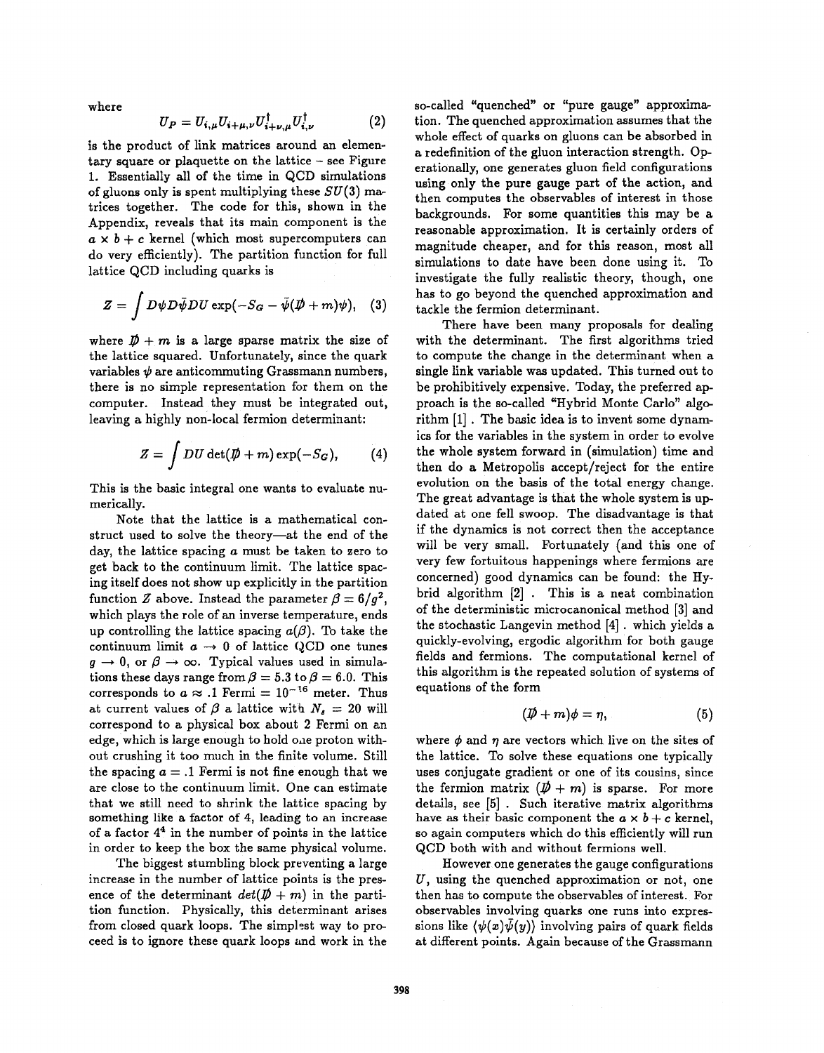where

$$U_P = U_{i,\mu} U_{i+\mu,\nu} U^{\dagger}_{i+\nu,\mu} U^{\dagger}_{i,\nu} \tag{2}$$

is the product of link matrices around an elementary square or plaquette on the lattice – see Figure 1. Essentially all of the time in QCD simulations of gluons only is spent multiplying these $SU(3)$ matrices together. The code for this, shown in the Appendix, reveals that its main component is the $a \times b + c$ kernel (which most supercomputers can do very efficiently). The partition function for full lattice QCD including quarks is

$$Z = \int D\psi D\bar{\psi} DU \exp(-S_G - \bar{\psi}(\not{D} + m)\psi), \tag{3}$$

where $\not{D} + m$ is a large sparse matrix the size of the lattice squared. Unfortunately, since the quark variables $\psi$ are anticommuting Grassmann numbers, there is no simple representation for them on the computer. Instead they must be integrated out, leaving a highly non-local fermion determinant:

$$Z = \int DU \det(\not{D} + m) \exp(-S_G), \tag{4}$$

This is the basic integral one wants to evaluate numerically.

Note that the lattice is a mathematical construct used to solve the theory—at the end of the day, the lattice spacing $a$ must be taken to zero to get back to the continuum limit. The lattice spacing itself does not show up explicitly in the partition function $Z$ above. Instead the parameter $\beta = 6/g^2$, which plays the role of an inverse temperature, ends up controlling the lattice spacing $a(\beta)$. To take the continuum limit $a \to 0$ of lattice QCD one tunes $g \to 0$, or $\beta \to \infty$. Typical values used in simulations these days range from $\beta = 5.3$ to $\beta = 6.0$. This corresponds to $a \approx .1$ Fermi $= 10^{-16}$ meter. Thus at current values of $\beta$ a lattice with $N_s = 20$ will correspond to a physical box about 2 Fermi on an edge, which is large enough to hold one proton without crushing it too much in the finite volume. Still the spacing $a = .1$ Fermi is not fine enough that we are close to the continuum limit. One can estimate that we still need to shrink the lattice spacing by something like a factor of 4, leading to an increase of a factor $4^4$ in the number of points in the lattice in order to keep the box the same physical volume.

The biggest stumbling block preventing a large increase in the number of lattice points is the presence of the determinant $det(\not{D} + m)$ in the partition function. Physically, this determinant arises from closed quark loops. The simplest way to proceed is to ignore these quark loops and work in the so-called "quenched" or "pure gauge" approximation. The quenched approximation assumes that the whole effect of quarks on gluons can be absorbed in a redefinition of the gluon interaction strength. Operationally, one generates gluon field configurations using only the pure gauge part of the action, and then computes the observables of interest in those backgrounds. For some quantities this may be a reasonable approximation. It is certainly orders of magnitude cheaper, and for this reason, most all simulations to date have been done using it. To investigate the fully realistic theory, though, one has to go beyond the quenched approximation and tackle the fermion determinant.

There have been many proposals for dealing with the determinant. The first algorithms tried to compute the change in the determinant when a single link variable was updated. This turned out to be prohibitively expensive. Today, the preferred approach is the so-called "Hybrid Monte Carlo" algorithm [1] . The basic idea is to invent some dynamics for the variables in the system in order to evolve the whole system forward in (simulation) time and then do a Metropolis accept/reject for the entire evolution on the basis of the total energy change. The great advantage is that the whole system is updated at one fell swoop. The disadvantage is that if the dynamics is not correct then the acceptance will be very small. Fortunately (and this one of very few fortuitous happenings where fermions are concerned) good dynamics can be found: the Hybrid algorithm [2] . This is a neat combination of the deterministic microcanonical method [3] and the stochastic Langevin method [4] . which yields a quickly-evolving, ergodic algorithm for both gauge fields and fermions. The computational kernel of this algorithm is the repeated solution of systems of equations of the form

$$(\not{D} + m)\phi = \eta, \tag{5}$$

where $\phi$ and $\eta$ are vectors which live on the sites of the lattice. To solve these equations one typically uses conjugate gradient or one of its cousins, since the fermion matrix $(\not{D} + m)$ is sparse. For more details, see [5] . Such iterative matrix algorithms have as their basic component the $a \times b + c$ kernel, so again computers which do this efficiently will run QCD both with and without fermions well.

However one generates the gauge configurations $U$, using the quenched approximation or not, one then has to compute the observables of interest. For observables involving quarks one runs into expressions like $\langle \psi(x)\bar{\psi}(y) \rangle$ involving pairs of quark fields at different points. Again because of the Grassmann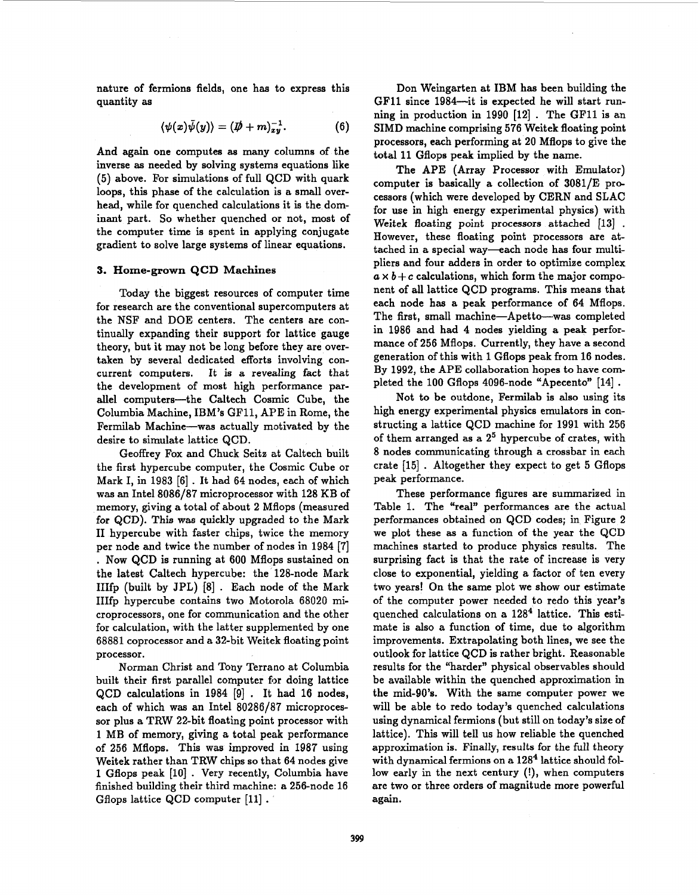nature of fermions fields, one has to express this quantity as

$$\langle \psi(x)\bar{\psi}(y) \rangle = (\not{D} + m)^{-1}_{xy}. \tag{6}$$

And again one computes as many columns of the inverse as needed by solving systems equations like (5) above. For simulations of full QCD with quark loops, this phase of the calculation is a small overhead, while for quenched calculations it is the dominant part. So whether quenched or not, most of the computer time is spent in applying conjugate gradient to solve large systems of linear equations.

### 3. Home-grown QCD Machines

Today the biggest resources of computer time for research are the conventional supercomputers at the NSF and DOE centers. The centers are continually expanding their support for lattice gauge theory, but it may not be long before they are overtaken by several dedicated efforts involving concurrent computers. It is a revealing fact that the development of most high performance parallel computers—the Caltech Cosmic Cube, the Columbia Machine, IBM's GF11, APE in Rome, the Fermilab Machine—was actually motivated by the desire to simulate lattice QCD.

Geoffrey Fox and Chuck Seitz at Caltech built the first hypercube computer, the Cosmic Cube or Mark I, in 1983 [6] . It had 64 nodes, each of which was an Intel 8086/87 microprocessor with 128 KB of memory, giving a total of about 2 Mflops (measured for QCD). This was quickly upgraded to the Mark II hypercube with faster chips, twice the memory per node and twice the number of nodes in 1984 [7] . Now QCD is running at 600 Mflops sustained on the latest Caltech hypercube: the 128-node Mark IIIfp (built by JPL) [8] . Each node of the Mark IIIfp hypercube contains two Motorola 68020 microprocessors, one for communication and the other for calculation, with the latter supplemented by one 68881 coprocessor and a 32-bit Weitek floating point processor.

Norman Christ and Tony Terrano at Columbia built their first parallel computer for doing lattice QCD calculations in 1984 [9] . It had 16 nodes, each of which was an Intel 80286/87 microprocessor plus a TRW 22-bit floating point processor with 1 MB of memory, giving a total peak performance of 256 Mflops. This was improved in 1987 using Weitek rather than TRW chips so that 64 nodes give 1 Gflops peak [10] . Very recently, Columbia have finished building their third machine: a 256-node 16 Gflops lattice QCD computer [11] .

Don Weingarten at IBM has been building the GF11 since 1984—it is expected he will start running in production in 1990 [12] . The GF11 is an SIMD machine comprising 576 Weitek floating point processors, each performing at 20 Mflops to give the total 11 Gflops peak implied by the name.

The APE (Array Processor with Emulator) computer is basically a collection of 3081/E processors (which were developed by CERN and SLAC for use in high energy experimental physics) with Weitek floating point processors attached [13] . However, these floating point processors are attached in a special way—each node has four multipliers and four adders in order to optimize complex $a \times b + c$ calculations, which form the major component of all lattice QCD programs. This means that each node has a peak performance of 64 Mflops. The first, small machine—Apetto—was completed in 1986 and had 4 nodes yielding a peak performance of 256 Mflops. Currently, they have a second generation of this with 1 Gflops peak from 16 nodes. By 1992, the APE collaboration hopes to have completed the 100 Gflops 4096-node "Apecento" [14] .

Not to be outdone, Fermilab is also using its high energy experimental physics emulators in constructing a lattice QCD machine for 1991 with 256 of them arranged as a $2^5$ hypercube of crates, with 8 nodes communicating through a crossbar in each crate [15] . Altogether they expect to get 5 Gflops peak performance.

These performance figures are summarized in Table 1. The "real" performances are the actual performances obtained on QCD codes; in Figure 2 we plot these as a function of the year the QCD machines started to produce physics results. The surprising fact is that the rate of increase is very close to exponential, yielding a factor of ten every two years! On the same plot we show our estimate of the computer power needed to redo this year's quenched calculations on a $128^4$ lattice. This estimate is also a function of time, due to algorithm improvements. Extrapolating both lines, we see the outlook for lattice QCD is rather bright. Reasonable results for the "harder" physical observables should be available within the quenched approximation in the mid-90's. With the same computer power we will be able to redo today's quenched calculations using dynamical fermions (but still on today's size of lattice). This will tell us how reliable the quenched approximation is. Finally, results for the full theory with dynamical fermions on a $128^4$ lattice should follow early in the next century (!), when computers are two or three orders of magnitude more powerful again.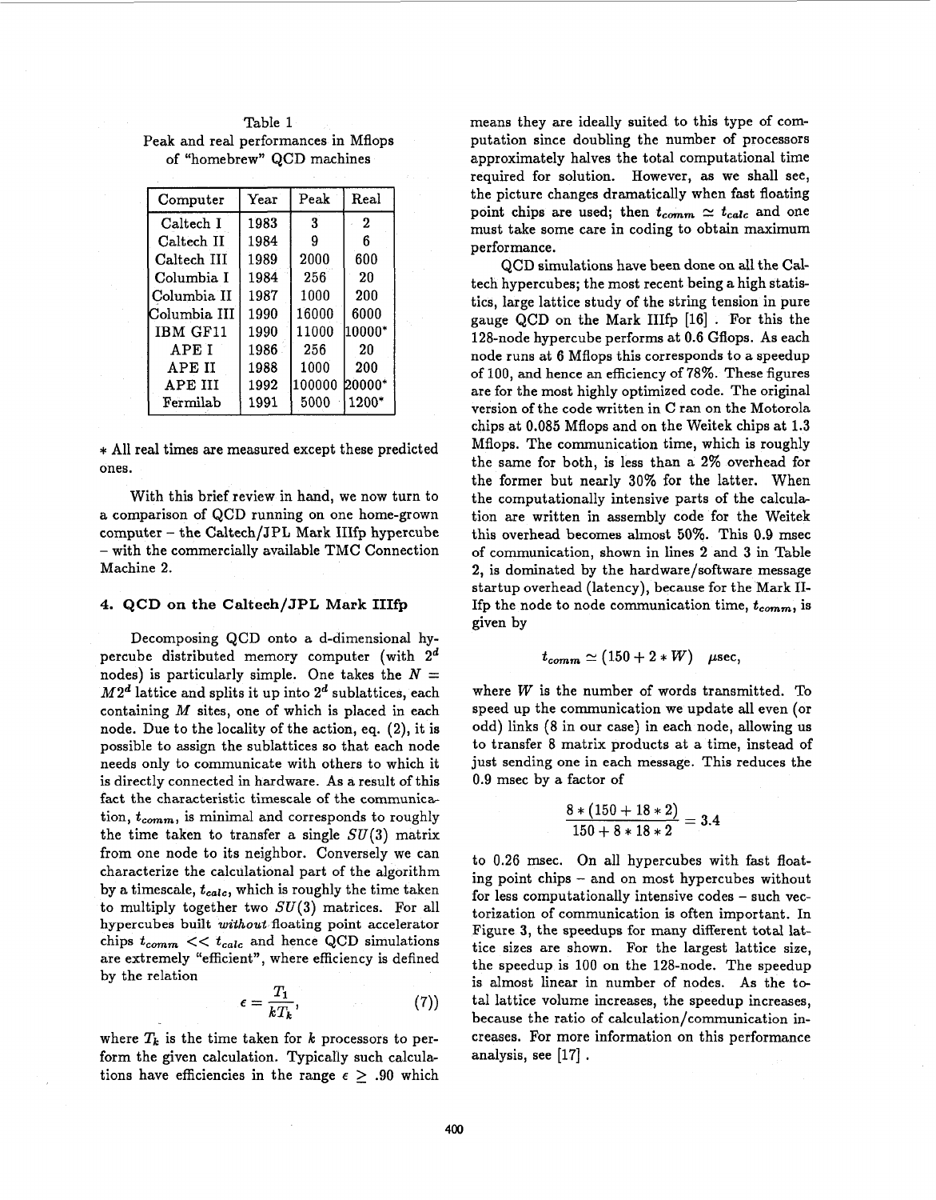Table 1
Peak and real performances in Mflops of "homebrew" QCD machines

| Computer | Year | Peak | Real |
|---|---|---|---|
| Caltech I | 1983 | 3 | 2 |
| Caltech II | 1984 | 9 | 6 |
| Caltech III | 1989 | 2000 | 600 |
| Columbia I | 1984 | 256 | 20 |
| Columbia II | 1987 | 1000 | 200 |
| Columbia III | 1990 | 16000 | 6000 |
| IBM GF11 | 1990 | 11000 | 10000* |
| APE I | 1986 | 256 | 20 |
| APE II | 1988 | 1000 | 200 |
| APE III | 1992 | 100000 | 20000* |
| Fermilab | 1991 | 5000 | 1200* |

* All real times are measured except these predicted ones.

With this brief review in hand, we now turn to a comparison of QCD running on one home-grown computer – the Caltech/JPL Mark IIIfp hypercube – with the commercially available TMC Connection Machine 2.

## 4. QCD on the Caltech/JPL Mark IIIfp

Decomposing QCD onto a d-dimensional hypercube distributed memory computer (with $2^d$ nodes) is particularly simple. One takes the $N = M2^d$ lattice and splits it up into $2^d$ sublattices, each containing $M$ sites, one of which is placed in each node. Due to the locality of the action, eq. (2), it is possible to assign the sublattices so that each node needs only to communicate with others to which it is directly connected in hardware. As a result of this fact the characteristic timescale of the communication, $t_{comm}$, is minimal and corresponds to roughly the time taken to transfer a single $SU(3)$ matrix from one node to its neighbor. Conversely we can characterize the calculational part of the algorithm by a timescale, $t_{calc}$, which is roughly the time taken to multiply together two $SU(3)$ matrices. For all hypercubes built *without* floating point accelerator chips $t_{comm} << t_{calc}$ and hence QCD simulations are extremely "efficient", where efficiency is defined by the relation

$$\epsilon = \frac{T_1}{kT_k}, \qquad (7))$$

where $T_k$ is the time taken for $k$ processors to perform the given calculation. Typically such calculations have efficiencies in the range $\epsilon \geq .90$ which means they are ideally suited to this type of computation since doubling the number of processors approximately halves the total computational time required for solution. However, as we shall see, the picture changes dramatically when fast floating point chips are used; then $t_{comm} \simeq t_{calc}$ and one must take some care in coding to obtain maximum performance.

QCD simulations have been done on all the Caltech hypercubes; the most recent being a high statistics, large lattice study of the string tension in pure gauge QCD on the Mark IIIfp [16] . For this the 128-node hypercube performs at 0.6 Gflops. As each node runs at 6 Mflops this corresponds to a speedup of 100, and hence an efficiency of 78%. These figures are for the most highly optimized code. The original version of the code written in C ran on the Motorola chips at 0.085 Mflops and on the Weitek chips at 1.3 Mflops. The communication time, which is roughly the same for both, is less than a 2% overhead for the former but nearly 30% for the latter. When the computationally intensive parts of the calculation are written in assembly code for the Weitek this overhead becomes almost 50%. This 0.9 msec of communication, shown in lines 2 and 3 in Table 2, is dominated by the hardware/software message startup overhead (latency), because for the Mark IIIfp the node to node communication time, $t_{comm}$, is given by

$$t_{comm} \simeq (150 + 2 * W) \quad \mu\text{sec},$$

where $W$ is the number of words transmitted. To speed up the communication we update all even (or odd) links (8 in our case) in each node, allowing us to transfer 8 matrix products at a time, instead of just sending one in each message. This reduces the 0.9 msec by a factor of

$$\frac{8 * (150 + 18 * 2)}{150 + 8 * 18 * 2} = 3.4$$

to 0.26 msec. On all hypercubes with fast floating point chips – and on most hypercubes without for less computationally intensive codes – such vectorization of communication is often important. In Figure 3, the speedups for many different total lattice sizes are shown. For the largest lattice size, the speedup is 100 on the 128-node. The speedup is almost linear in number of nodes. As the total lattice volume increases, the speedup increases, because the ratio of calculation/communication increases. For more information on this performance analysis, see [17] .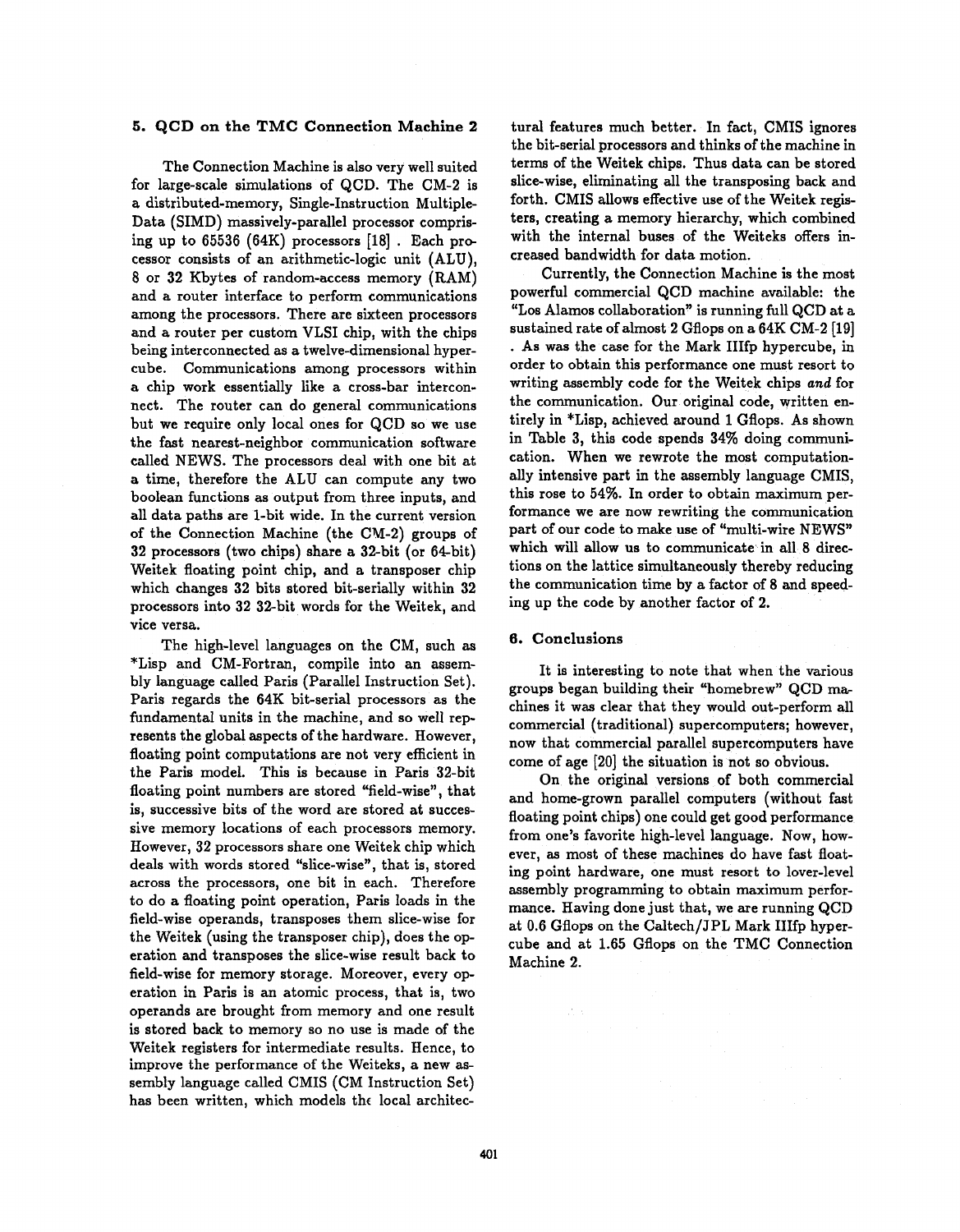## 5. QCD on the TMC Connection Machine 2

The Connection Machine is also very well suited for large-scale simulations of QCD. The CM-2 is a distributed-memory, Single-Instruction Multiple-Data (SIMD) massively-parallel processor comprising up to 65536 (64K) processors [18] . Each processor consists of an arithmetic-logic unit (ALU), 8 or 32 Kbytes of random-access memory (RAM) and a router interface to perform communications among the processors. There are sixteen processors and a router per custom VLSI chip, with the chips being interconnected as a twelve-dimensional hypercube. Communications among processors within a chip work essentially like a cross-bar interconnect. The router can do general communications but we require only local ones for QCD so we use the fast nearest-neighbor communication software called NEWS. The processors deal with one bit at a time, therefore the ALU can compute any two boolean functions as output from three inputs, and all data paths are 1-bit wide. In the current version of the Connection Machine (the CM-2) groups of 32 processors (two chips) share a 32-bit (or 64-bit) Weitek floating point chip, and a transposer chip which changes 32 bits stored bit-serially within 32 processors into 32 32-bit words for the Weitek, and vice versa.

The high-level languages on the CM, such as *Lisp and CM-Fortran, compile into an assembly language called Paris (Parallel Instruction Set). Paris regards the 64K bit-serial processors as the fundamental units in the machine, and so well represents the global aspects of the hardware. However, floating point computations are not very efficient in the Paris model. This is because in Paris 32-bit floating point numbers are stored "field-wise", that is, successive bits of the word are stored at successive memory locations of each processors memory. However, 32 processors share one Weitek chip which deals with words stored "slice-wise", that is, stored across the processors, one bit in each. Therefore to do a floating point operation, Paris loads in the field-wise operands, transposes them slice-wise for the Weitek (using the transposer chip), does the operation and transposes the slice-wise result back to field-wise for memory storage. Moreover, every operation in Paris is an atomic process, that is, two operands are brought from memory and one result is stored back to memory so no use is made of the Weitek registers for intermediate results. Hence, to improve the performance of the Weiteks, a new assembly language called CMIS (CM Instruction Set) has been written, which models the local architectural features much better. In fact, CMIS ignores the bit-serial processors and thinks of the machine in terms of the Weitek chips. Thus data can be stored slice-wise, eliminating all the transposing back and forth. CMIS allows effective use of the Weitek registers, creating a memory hierarchy, which combined with the internal buses of the Weiteks offers increased bandwidth for data motion.

Currently, the Connection Machine is the most powerful commercial QCD machine available: the "Los Alamos collaboration" is running full QCD at a sustained rate of almost 2 Gflops on a 64K CM-2 [19] . As was the case for the Mark IIIfp hypercube, in order to obtain this performance one must resort to writing assembly code for the Weitek chips *and* for the communication. Our original code, written entirely in *Lisp, achieved around 1 Gflops. As shown in Table 3, this code spends 34% doing communication. When we rewrote the most computationally intensive part in the assembly language CMIS, this rose to 54%. In order to obtain maximum performance we are now rewriting the communication part of our code to make use of "multi-wire NEWS" which will allow us to communicate in all 8 directions on the lattice simultaneously thereby reducing the communication time by a factor of 8 and speeding up the code by another factor of 2.

## 6. Conclusions

It is interesting to note that when the various groups began building their "homebrew" QCD machines it was clear that they would out-perform all commercial (traditional) supercomputers; however, now that commercial parallel supercomputers have come of age [20] the situation is not so obvious.

On the original versions of both commercial and home-grown parallel computers (without fast floating point chips) one could get good performance from one's favorite high-level language. Now, however, as most of these machines do have fast floating point hardware, one must resort to lover-level assembly programming to obtain maximum performance. Having done just that, we are running QCD at 0.6 Gflops on the Caltech/JPL Mark IIIfp hypercube and at 1.65 Gflops on the TMC Connection Machine 2.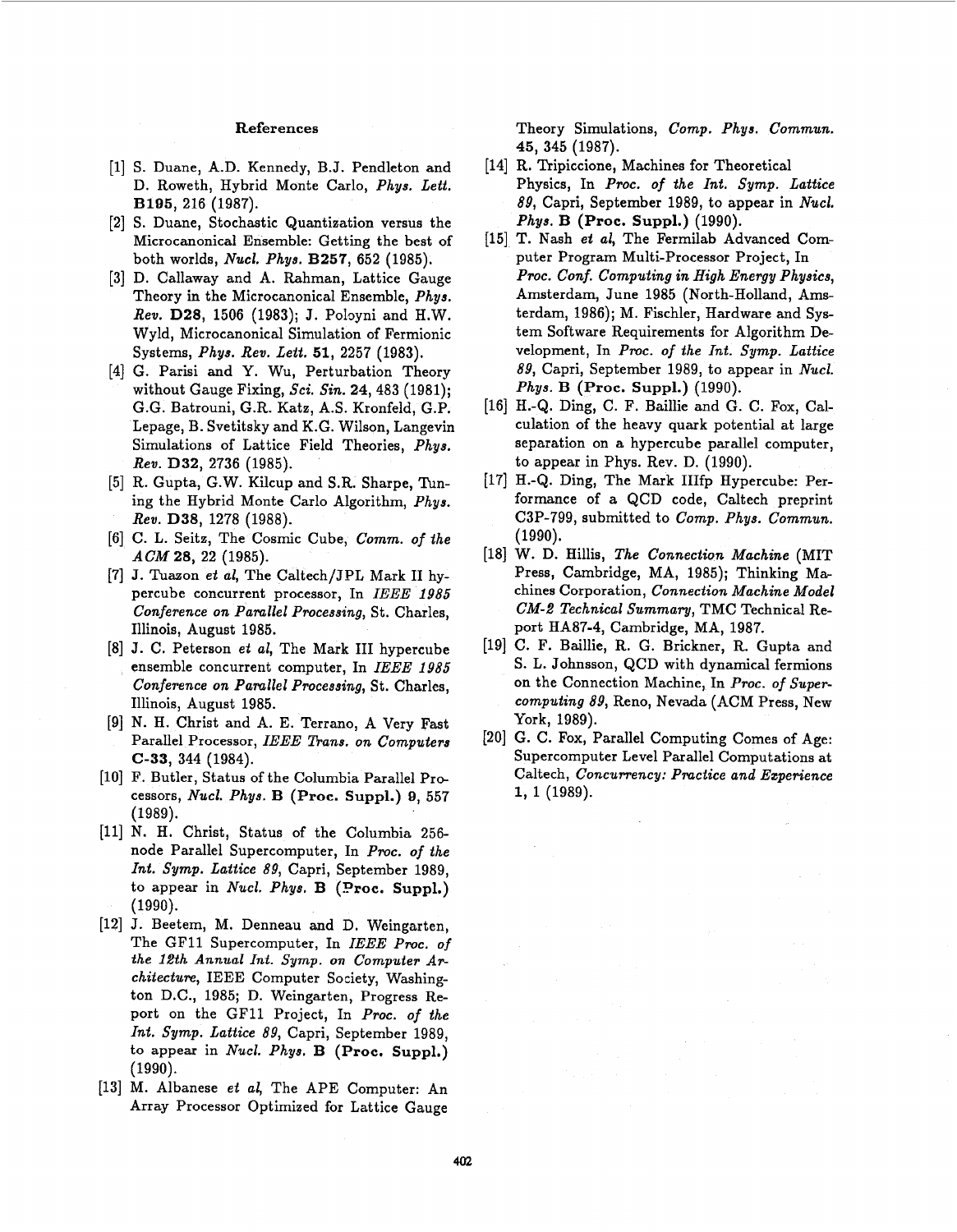### References

[1] S. Duane, A.D. Kennedy, B.J. Pendleton and D. Roweth, Hybrid Monte Carlo, *Phys. Lett.* **B195**, 216 (1987).

[2] S. Duane, Stochastic Quantization versus the Microcanonical Ensemble: Getting the best of both worlds, *Nucl. Phys.* **B257**, 652 (1985).

[3] D. Callaway and A. Rahman, Lattice Gauge Theory in the Microcanonical Ensemble, *Phys. Rev.* **D28**, 1506 (1983); J. Poloyni and H.W. Wyld, Microcanonical Simulation of Fermionic Systems, *Phys. Rev. Lett.* **51**, 2257 (1983).

[4] G. Parisi and Y. Wu, Perturbation Theory without Gauge Fixing, *Sci. Sin.* **24**, 483 (1981); G.G. Batrouni, G.R. Katz, A.S. Kronfeld, G.P. Lepage, B. Svetitsky and K.G. Wilson, Langevin Simulations of Lattice Field Theories, *Phys. Rev.* **D32**, 2736 (1985).

[5] R. Gupta, G.W. Kilcup and S.R. Sharpe, Tuning the Hybrid Monte Carlo Algorithm, *Phys. Rev.* **D38**, 1278 (1988).

[6] C. L. Seitz, The Cosmic Cube, *Comm. of the ACM* **28**, 22 (1985).

[7] J. Tuazon *et al*, The Caltech/JPL Mark II hypercube concurrent processor, In *IEEE 1985 Conference on Parallel Processing*, St. Charles, Illinois, August 1985.

[8] J. C. Peterson *et al*, The Mark III hypercube ensemble concurrent computer, In *IEEE 1985 Conference on Parallel Processing*, St. Charles, Illinois, August 1985.

[9] N. H. Christ and A. E. Terrano, A Very Fast Parallel Processor, *IEEE Trans. on Computers* **C-33**, 344 (1984).

[10] F. Butler, Status of the Columbia Parallel Processors, *Nucl. Phys.* **B (Proc. Suppl.) 9**, 557 (1989).

[11] N. H. Christ, Status of the Columbia 256-node Parallel Supercomputer, In *Proc. of the Int. Symp. Lattice 89*, Capri, September 1989, to appear in *Nucl. Phys.* **B (Proc. Suppl.)** (1990).

[12] J. Beetem, M. Denneau and D. Weingarten, The GF11 Supercomputer, In *IEEE Proc. of the 12th Annual Int. Symp. on Computer Architecture*, IEEE Computer Society, Washington D.C., 1985; D. Weingarten, Progress Report on the GF11 Project, In *Proc. of the Int. Symp. Lattice 89*, Capri, September 1989, to appear in *Nucl. Phys.* **B (Proc. Suppl.)** (1990).

[13] M. Albanese *et al*, The APE Computer: An Array Processor Optimized for Lattice Gauge Theory Simulations, *Comp. Phys. Commun.* **45**, 345 (1987).

[14] R. Tripiccione, Machines for Theoretical Physics, In *Proc. of the Int. Symp. Lattice 89*, Capri, September 1989, to appear in *Nucl. Phys.* **B (Proc. Suppl.)** (1990).

[15] T. Nash *et al*, The Fermilab Advanced Computer Program Multi-Processor Project, In *Proc. Conf. Computing in High Energy Physics*, Amsterdam, June 1985 (North-Holland, Amsterdam, 1986); M. Fischler, Hardware and System Software Requirements for Algorithm Development, In *Proc. of the Int. Symp. Lattice 89*, Capri, September 1989, to appear in *Nucl. Phys.* **B (Proc. Suppl.)** (1990).

[16] H.-Q. Ding, C. F. Baillie and G. C. Fox, Calculation of the heavy quark potential at large separation on a hypercube parallel computer, to appear in Phys. Rev. D. (1990).

[17] H.-Q. Ding, The Mark IIIfp Hypercube: Performance of a QCD code, Caltech preprint C3P-799, submitted to *Comp. Phys. Commun.* (1990).

[18] W. D. Hillis, *The Connection Machine* (MIT Press, Cambridge, MA, 1985); Thinking Machines Corporation, *Connection Machine Model CM-2 Technical Summary*, TMC Technical Report HA87-4, Cambridge, MA, 1987.

[19] C. F. Baillie, R. G. Brickner, R. Gupta and S. L. Johnsson, QCD with dynamical fermions on the Connection Machine, In *Proc. of Supercomputing 89*, Reno, Nevada (ACM Press, New York, 1989).

[20] G. C. Fox, Parallel Computing Comes of Age: Supercomputer Level Parallel Computations at Caltech, *Concurrency: Practice and Experience* **1**, 1 (1989).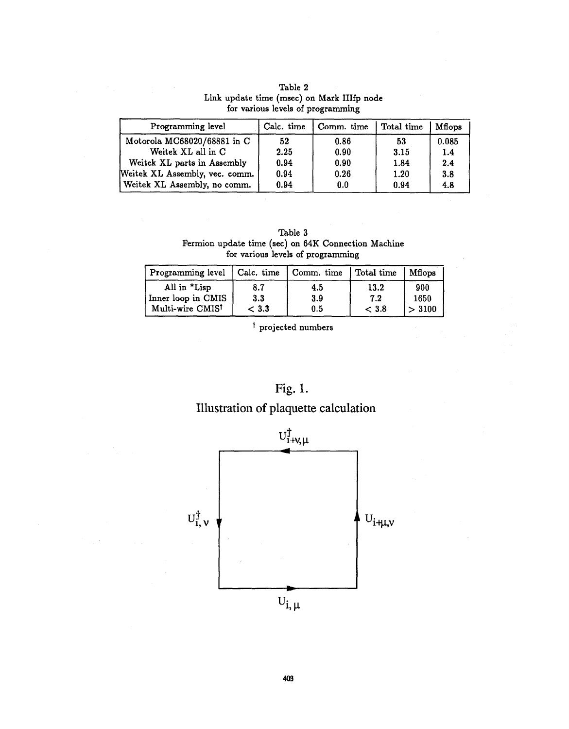Table 2
Link update time (msec) on Mark IIIfp node
for various levels of programming

| Programming level | Calc. time | Comm. time | Total time | Mflops |
|---|---|---|---|---|
| Motorola MC68020/68881 in C | 52 | 0.86 | 53 | 0.085 |
| Weitek XL all in C | 2.25 | 0.90 | 3.15 | 1.4 |
| Weitek XL parts in Assembly | 0.94 | 0.90 | 1.84 | 2.4 |
| Weitek XL Assembly, vec. comm. | 0.94 | 0.26 | 1.20 | 3.8 |
| Weitek XL Assembly, no comm. | 0.94 | 0.0 | 0.94 | 4.8 |

Table 3
Fermion update time (sec) on 64K Connection Machine
for various levels of programming

| Programming level | Calc. time | Comm. time | Total time | Mflops |
|---|---|---|---|---|
| All in *Lisp | 8.7 | 4.5 | 13.2 | 900 |
| Inner loop in CMIS | 3.3 | 3.9 | 7.2 | 1650 |
| Multi-wire CMIS† | < 3.3 | 0.5 | < 3.8 | > 3100 |

† projected numbers

Fig. 1.
Illustration of plaquette calculation

$U^{\dagger}_{i+\nu,\mu}$

$U^{\dagger}_{i,\nu}$

$U_{i+\mu,\nu}$

$U_{i,\mu}$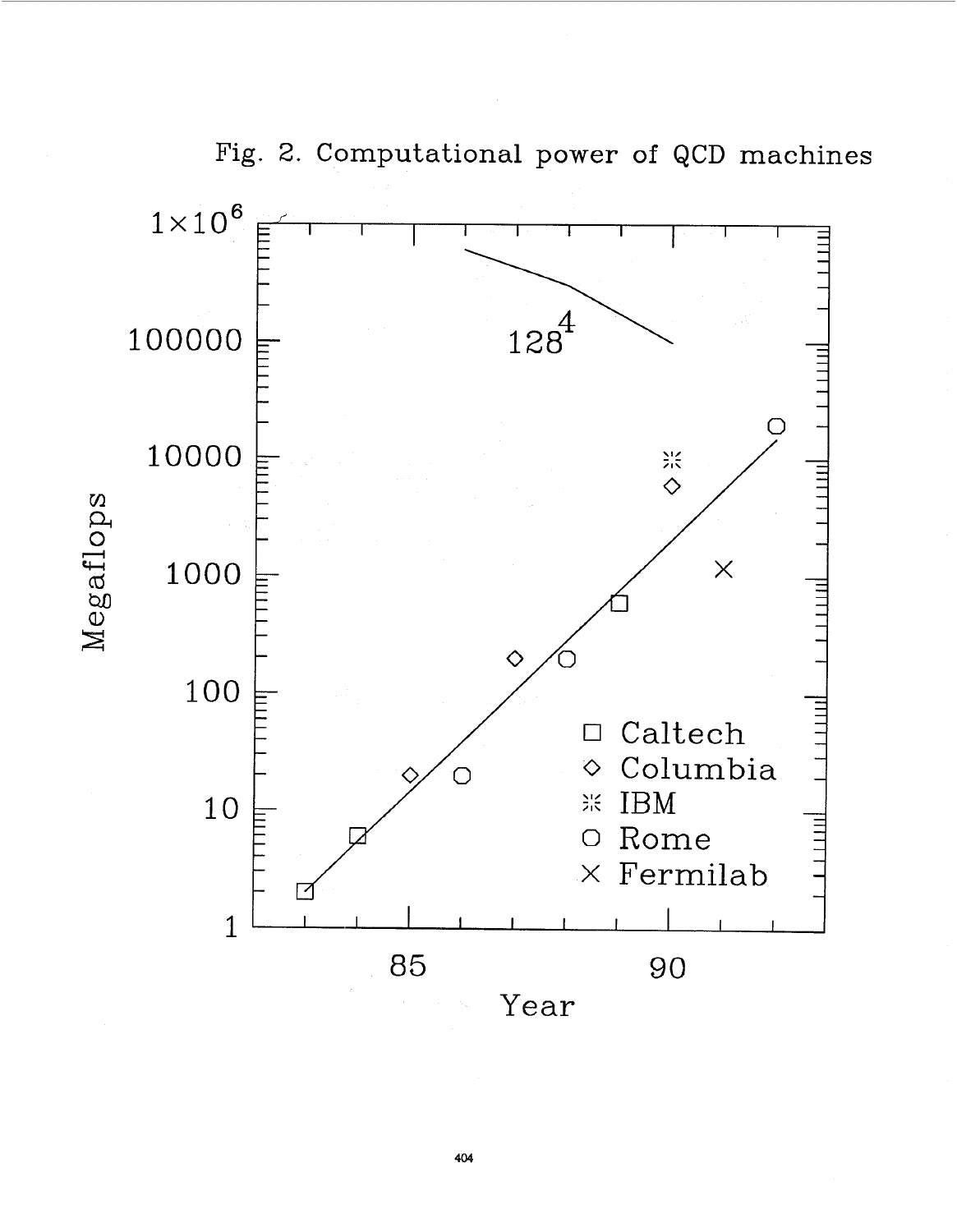Fig. 2. Computational power of QCD machines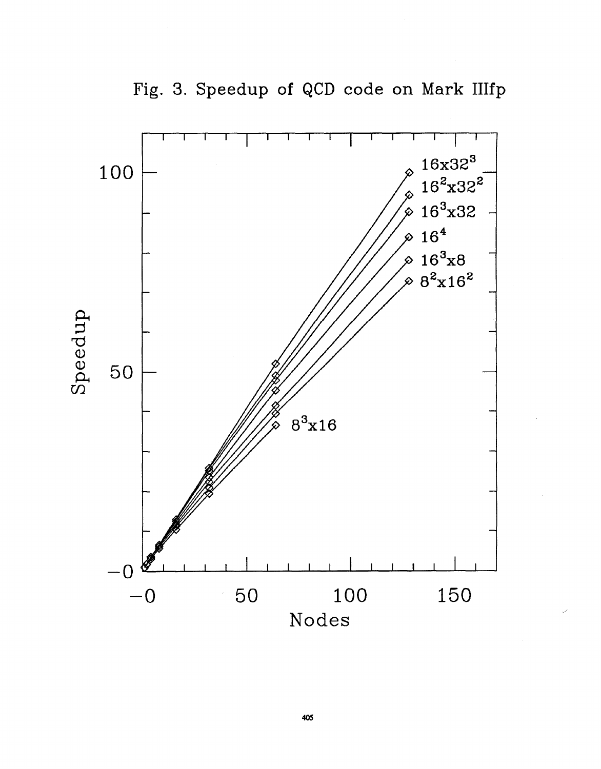Fig. 3. Speedup of QCD code on Mark IIIfp

Speedup

Nodes

100

50

−0

−0

50

100

150

$16x32^3$

$16^2x32^2$

$16^3x32$

$16^4$

$16^3x8$

$8^2x16^2$

$8^3x16$